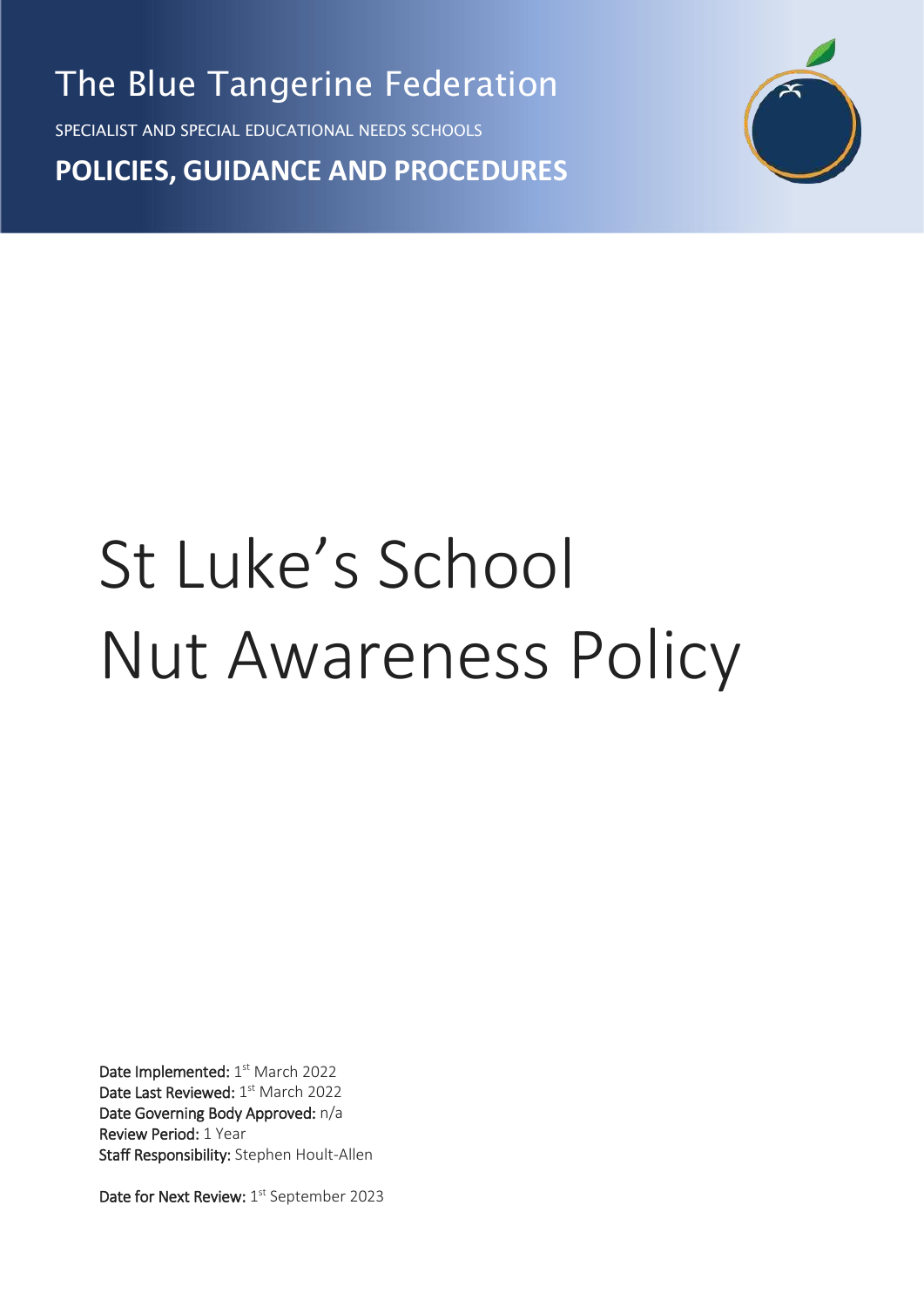The Blue Tangerine Federation

SPECIALIST AND SPECIAL EDUCATIONAL NEEDS SCHOOLS

**POLICIES, GUIDANCE AND PROCEDURES**

# St Luke's School Nut Awareness Policy

**Date Implemented:** 1st March 2022
**Date Last Reviewed:** 1st March 2022
**Date Governing Body Approved:** n/a
**Review Period:** 1 Year
**Staff Responsibility:** Stephen Hoult-Allen

**Date for Next Review:** 1st September 2023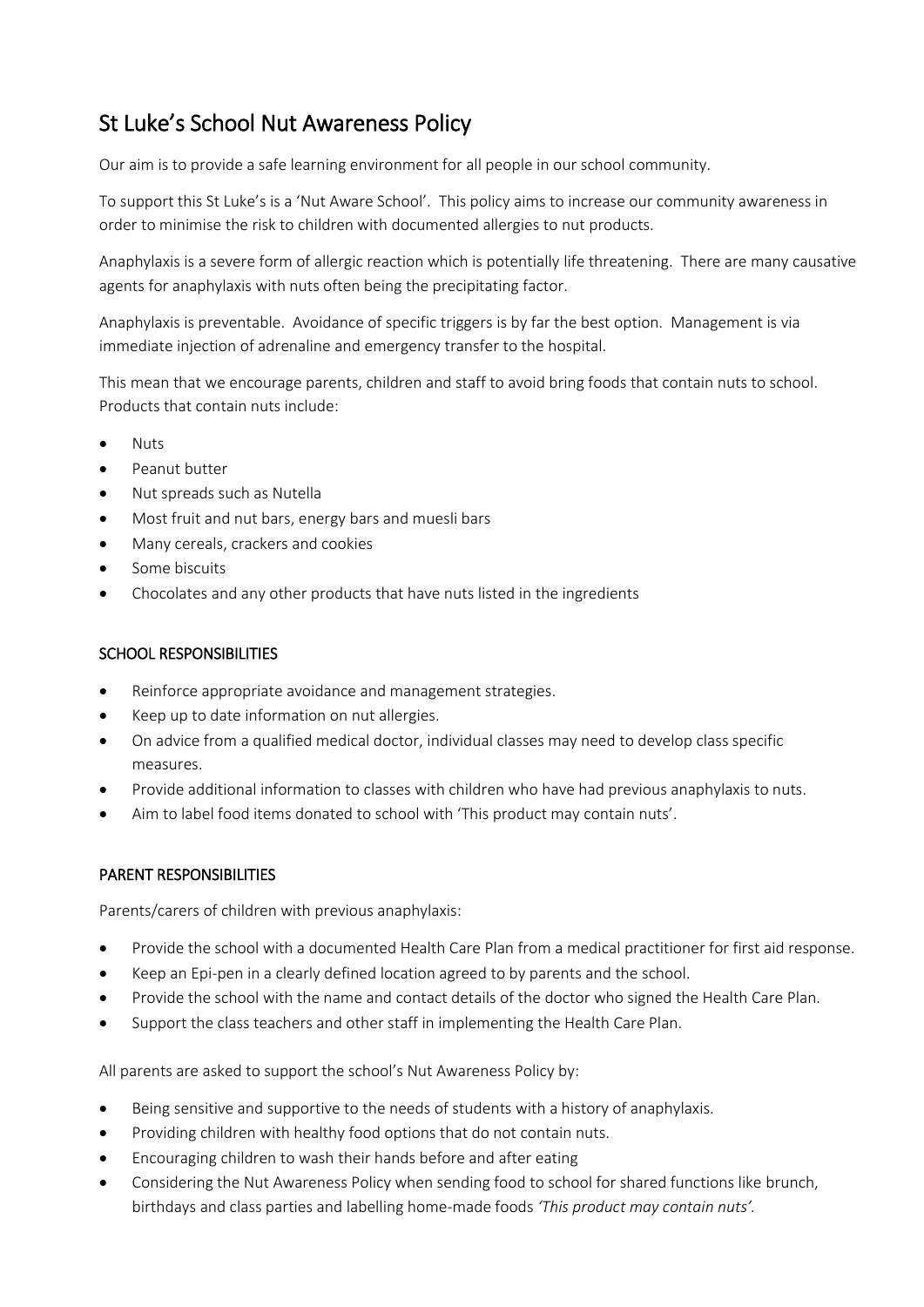# St Luke's School Nut Awareness Policy

Our aim is to provide a safe learning environment for all people in our school community.

To support this St Luke's is a 'Nut Aware School'. This policy aims to increase our community awareness in order to minimise the risk to children with documented allergies to nut products.

Anaphylaxis is a severe form of allergic reaction which is potentially life threatening. There are many causative agents for anaphylaxis with nuts often being the precipitating factor.

Anaphylaxis is preventable. Avoidance of specific triggers is by far the best option. Management is via immediate injection of adrenaline and emergency transfer to the hospital.

This mean that we encourage parents, children and staff to avoid bring foods that contain nuts to school. Products that contain nuts include:

- Nuts
- Peanut butter
- Nut spreads such as Nutella
- Most fruit and nut bars, energy bars and muesli bars
- Many cereals, crackers and cookies
- Some biscuits
- Chocolates and any other products that have nuts listed in the ingredients

## SCHOOL RESPONSIBILITIES

- Reinforce appropriate avoidance and management strategies.
- Keep up to date information on nut allergies.
- On advice from a qualified medical doctor, individual classes may need to develop class specific measures.
- Provide additional information to classes with children who have had previous anaphylaxis to nuts.
- Aim to label food items donated to school with 'This product may contain nuts'.

## PARENT RESPONSIBILITIES

Parents/carers of children with previous anaphylaxis:

- Provide the school with a documented Health Care Plan from a medical practitioner for first aid response.
- Keep an Epi-pen in a clearly defined location agreed to by parents and the school.
- Provide the school with the name and contact details of the doctor who signed the Health Care Plan.
- Support the class teachers and other staff in implementing the Health Care Plan.

All parents are asked to support the school's Nut Awareness Policy by:

- Being sensitive and supportive to the needs of students with a history of anaphylaxis.
- Providing children with healthy food options that do not contain nuts.
- Encouraging children to wash their hands before and after eating
- Considering the Nut Awareness Policy when sending food to school for shared functions like brunch, birthdays and class parties and labelling home-made foods *'This product may contain nuts'.*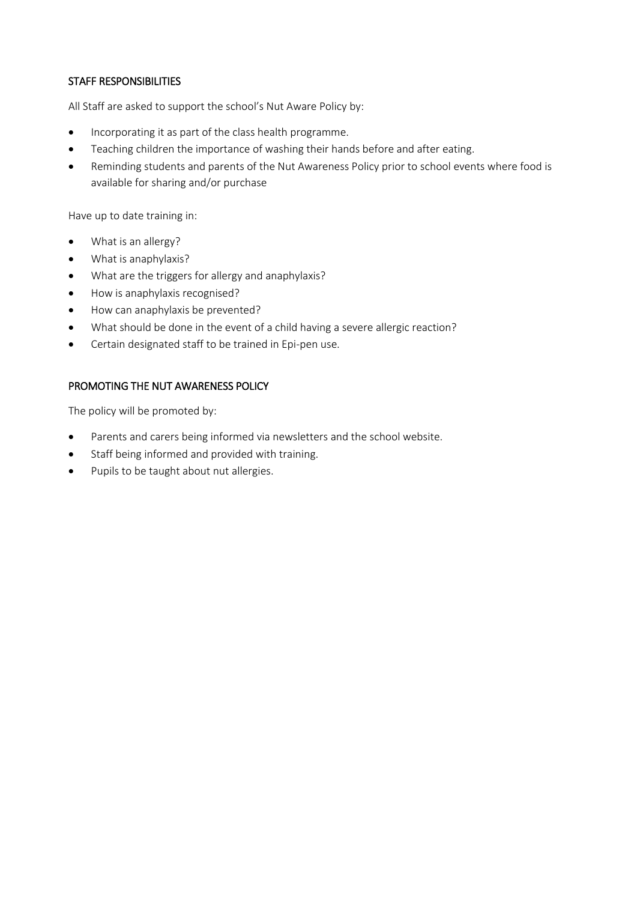## STAFF RESPONSIBILITIES

All Staff are asked to support the school's Nut Aware Policy by:

- Incorporating it as part of the class health programme.
- Teaching children the importance of washing their hands before and after eating.
- Reminding students and parents of the Nut Awareness Policy prior to school events where food is available for sharing and/or purchase

Have up to date training in:

- What is an allergy?
- What is anaphylaxis?
- What are the triggers for allergy and anaphylaxis?
- How is anaphylaxis recognised?
- How can anaphylaxis be prevented?
- What should be done in the event of a child having a severe allergic reaction?
- Certain designated staff to be trained in Epi-pen use.

## PROMOTING THE NUT AWARENESS POLICY

The policy will be promoted by:

- Parents and carers being informed via newsletters and the school website.
- Staff being informed and provided with training.
- Pupils to be taught about nut allergies.